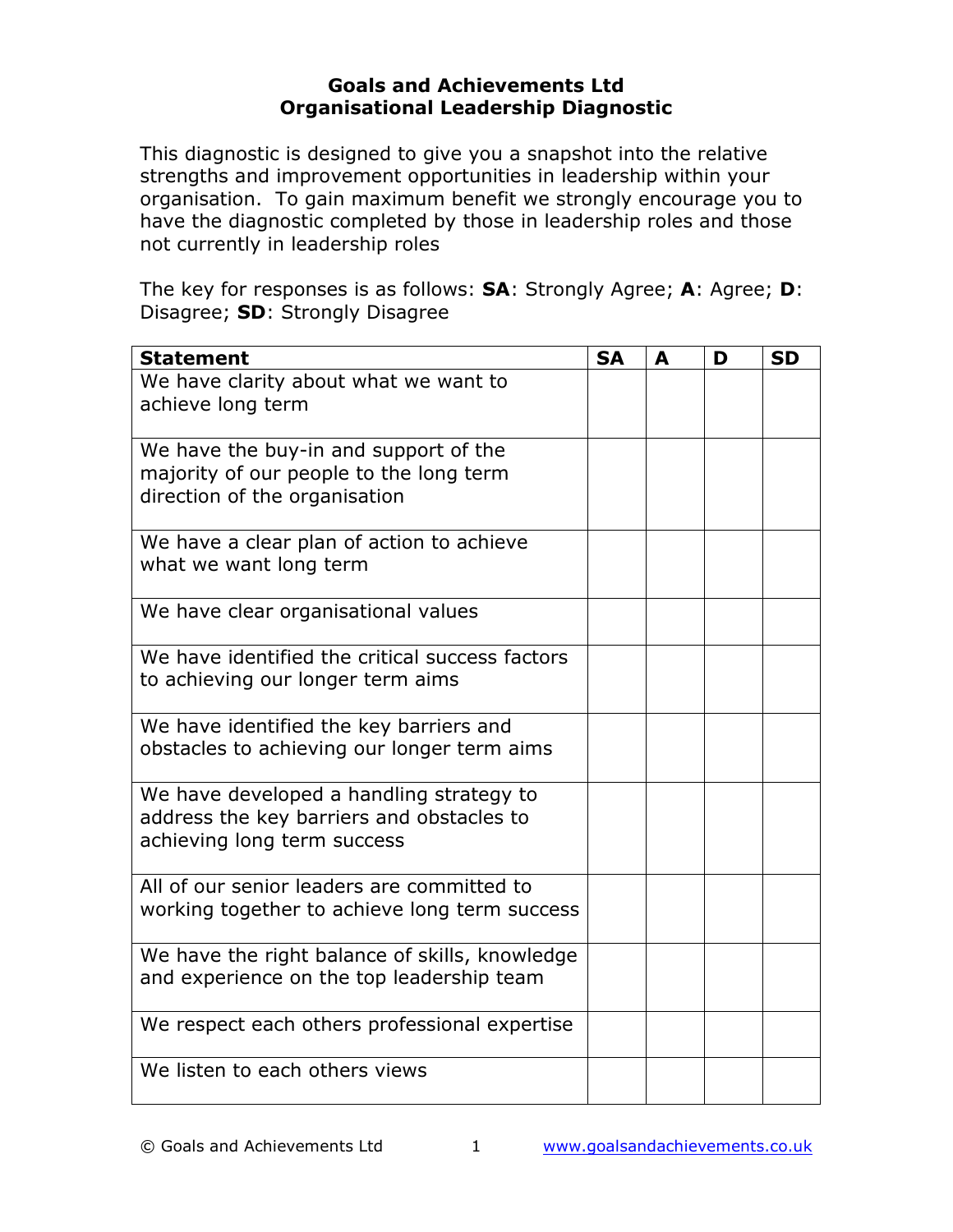# Goals and Achievements Ltd
## Organisational Leadership Diagnostic

This diagnostic is designed to give you a snapshot into the relative strengths and improvement opportunities in leadership within your organisation. To gain maximum benefit we strongly encourage you to have the diagnostic completed by those in leadership roles and those not currently in leadership roles

The key for responses is as follows: **SA**: Strongly Agree; **A**: Agree; **D**: Disagree; **SD**: Strongly Disagree

| **Statement** | **SA** | **A** | **D** | **SD** |
|---|---|---|---|---|
| We have clarity about what we want to achieve long term | | | | |
| We have the buy-in and support of the majority of our people to the long term direction of the organisation | | | | |
| We have a clear plan of action to achieve what we want long term | | | | |
| We have clear organisational values | | | | |
| We have identified the critical success factors to achieving our longer term aims | | | | |
| We have identified the key barriers and obstacles to achieving our longer term aims | | | | |
| We have developed a handling strategy to address the key barriers and obstacles to achieving long term success | | | | |
| All of our senior leaders are committed to working together to achieve long term success | | | | |
| We have the right balance of skills, knowledge and experience on the top leadership team | | | | |
| We respect each others professional expertise | | | | |
| We listen to each others views | | | | |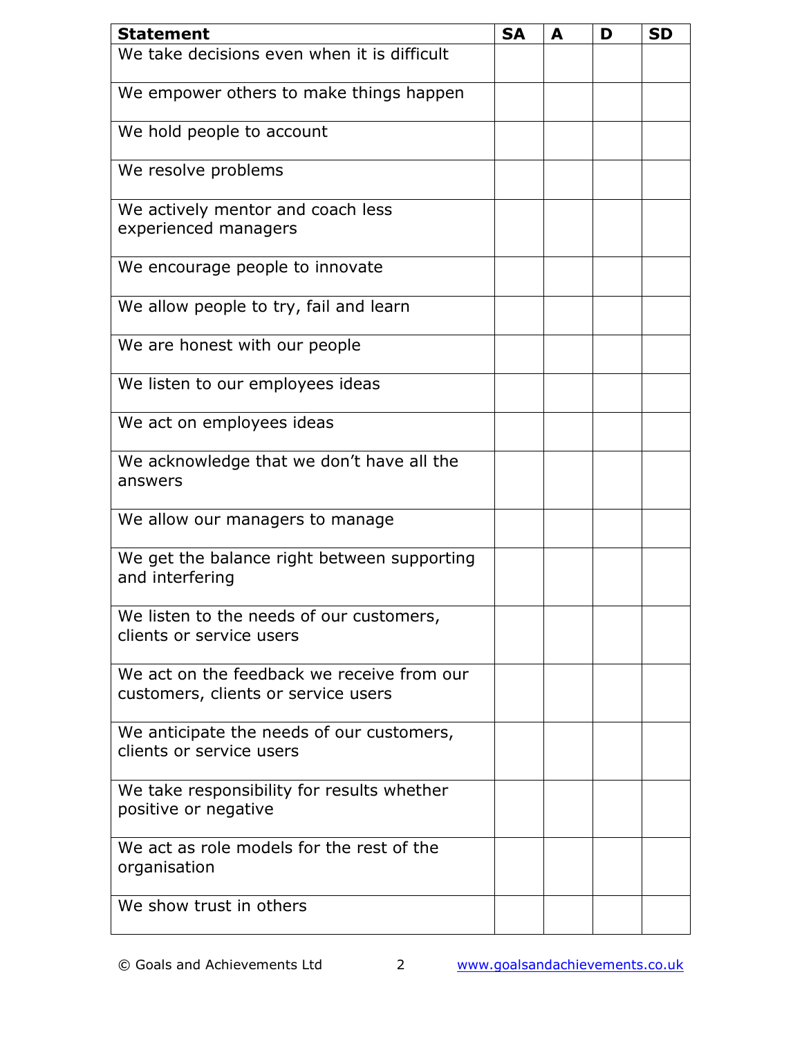| Statement | SA | A | D | SD |
|---|---|---|---|---|
| We take decisions even when it is difficult | | | | |
| We empower others to make things happen | | | | |
| We hold people to account | | | | |
| We resolve problems | | | | |
| We actively mentor and coach less experienced managers | | | | |
| We encourage people to innovate | | | | |
| We allow people to try, fail and learn | | | | |
| We are honest with our people | | | | |
| We listen to our employees ideas | | | | |
| We act on employees ideas | | | | |
| We acknowledge that we don't have all the answers | | | | |
| We allow our managers to manage | | | | |
| We get the balance right between supporting and interfering | | | | |
| We listen to the needs of our customers, clients or service users | | | | |
| We act on the feedback we receive from our customers, clients or service users | | | | |
| We anticipate the needs of our customers, clients or service users | | | | |
| We take responsibility for results whether positive or negative | | | | |
| We act as role models for the rest of the organisation | | | | |
| We show trust in others | | | | |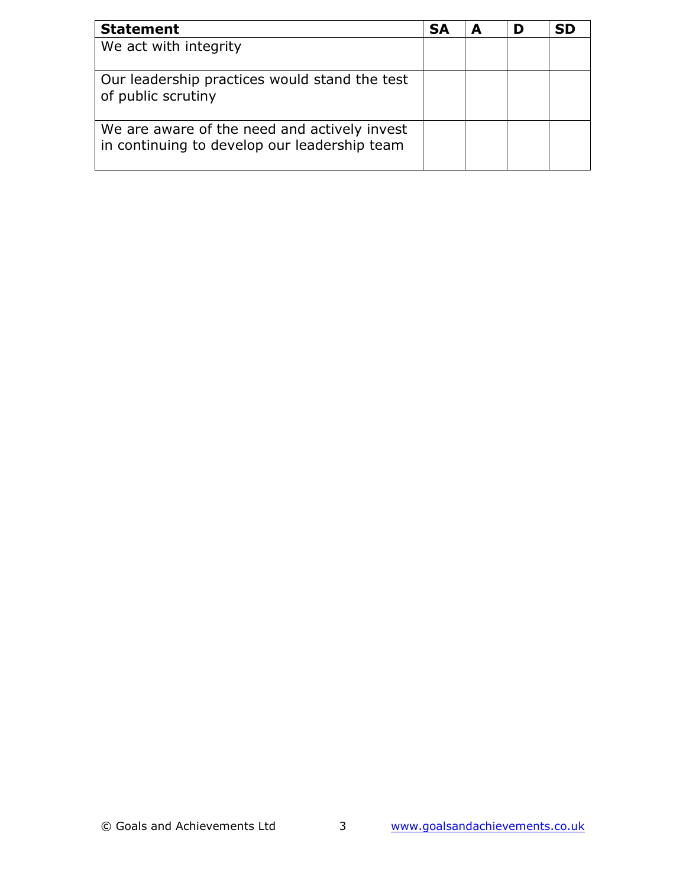| Statement | SA | A | D | SD |
| --- | --- | --- | --- | --- |
| We act with integrity | | | | |
| Our leadership practices would stand the test of public scrutiny | | | | |
| We are aware of the need and actively invest in continuing to develop our leadership team | | | | |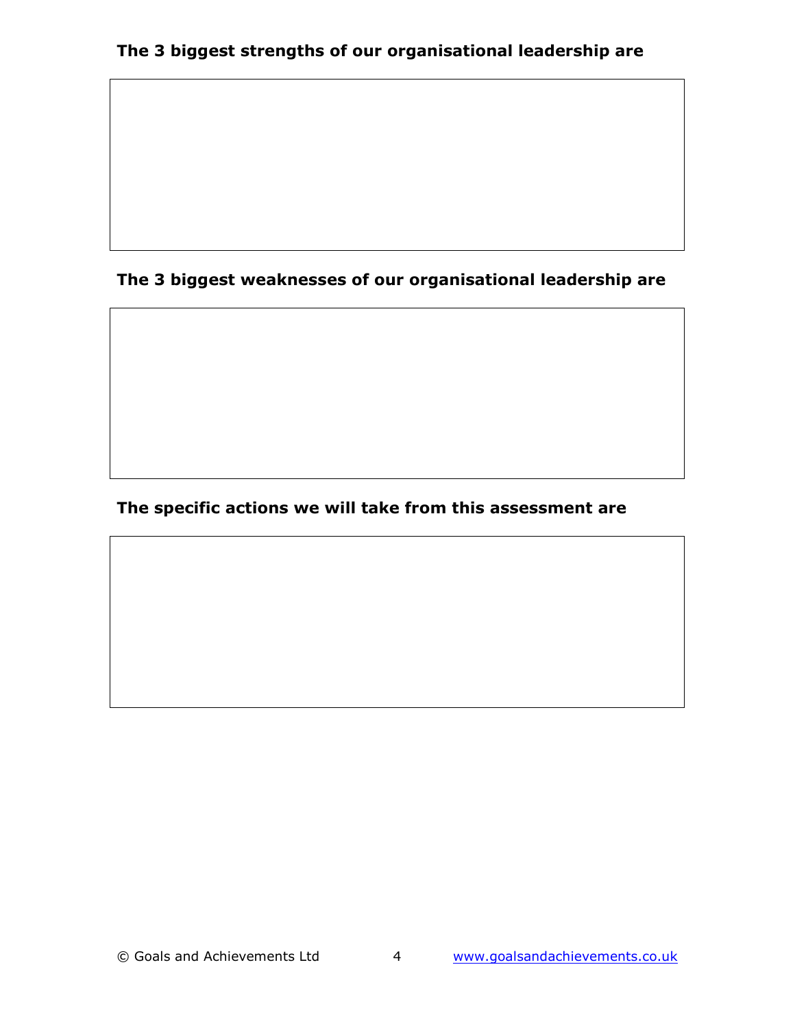**The 3 biggest strengths of our organisational leadership are**

**The 3 biggest weaknesses of our organisational leadership are**

**The specific actions we will take from this assessment are**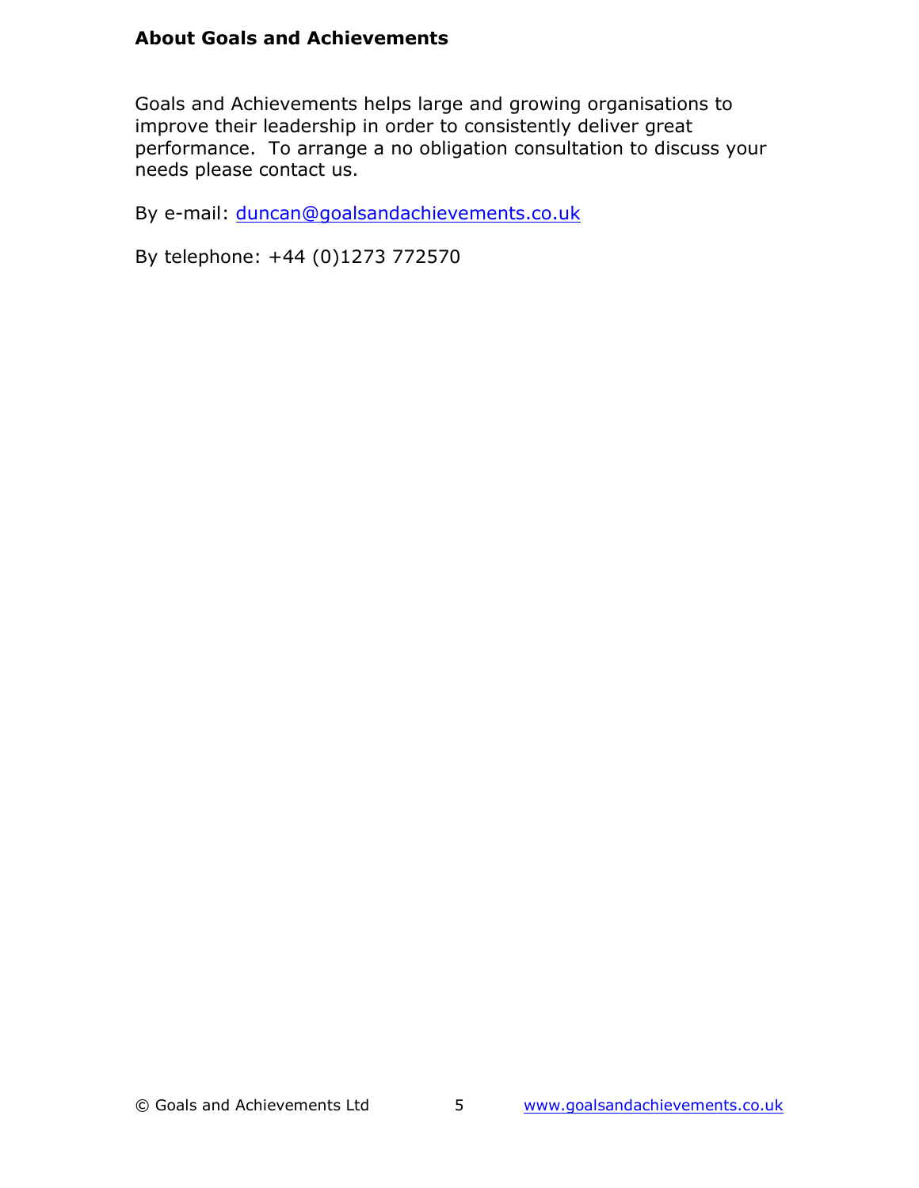## About Goals and Achievements

Goals and Achievements helps large and growing organisations to improve their leadership in order to consistently deliver great performance. To arrange a no obligation consultation to discuss your needs please contact us.

By e-mail: duncan@goalsandachievements.co.uk

By telephone: +44 (0)1273 772570